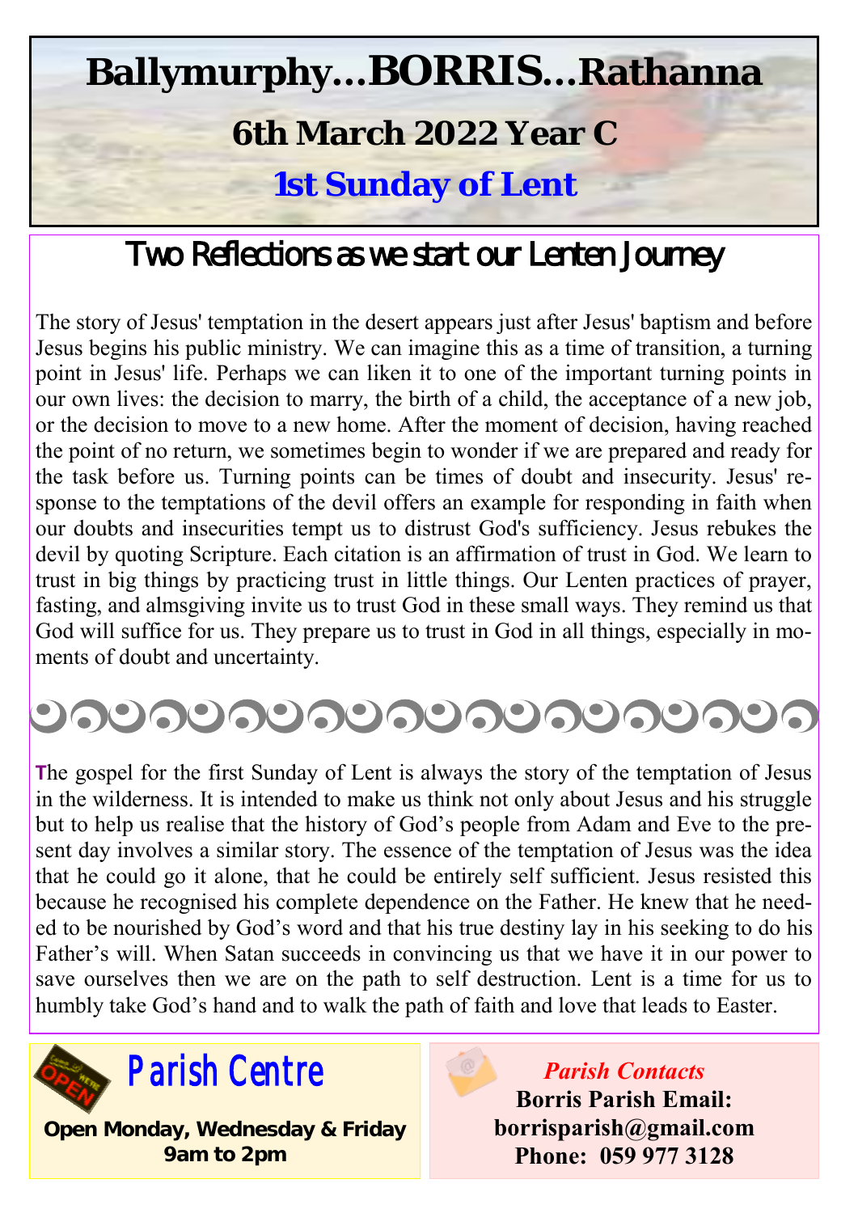# Ballymurphy…BORRIS…Rathanna

## 6th March 2022 Year C

## 1st Sunday of Lent

## Two Reflections as we start our Lenten Journey

The story of Jesus' temptation in the desert appears just after Jesus' baptism and before Jesus begins his public ministry. We can imagine this as a time of transition, a turning point in Jesus' life. Perhaps we can liken it to one of the important turning points in our own lives: the decision to marry, the birth of a child, the acceptance of a new job, or the decision to move to a new home. After the moment of decision, having reached the point of no return, we sometimes begin to wonder if we are prepared and ready for the task before us. Turning points can be times of doubt and insecurity. Jesus' response to the temptations of the devil offers an example for responding in faith when our doubts and insecurities tempt us to distrust God's sufficiency. Jesus rebukes the devil by quoting Scripture. Each citation is an affirmation of trust in God. We learn to trust in big things by practicing trust in little things. Our Lenten practices of prayer, fasting, and almsgiving invite us to trust God in these small ways. They remind us that God will suffice for us. They prepare us to trust in God in all things, especially in moments of doubt and uncertainty.

The gospel for the first Sunday of Lent is always the story of the temptation of Jesus in the wilderness. It is intended to make us think not only about Jesus and his struggle but to help us realise that the history of God's people from Adam and Eve to the present day involves a similar story. The essence of the temptation of Jesus was the idea that he could go it alone, that he could be entirely self sufficient. Jesus resisted this because he recognised his complete dependence on the Father. He knew that he needed to be nourished by God's word and that his true destiny lay in his seeking to do his Father's will. When Satan succeeds in convincing us that we have it in our power to save ourselves then we are on the path to self destruction. Lent is a time for us to humbly take God's hand and to walk the path of faith and love that leads to Easter.

## Parish Centre

**Open Monday, Wednesday & Friday 9am to 2pm**

*Parish Contacts*

**Borris Parish Email: borrisparish@gmail.com**

**Phone: 059 977 3128**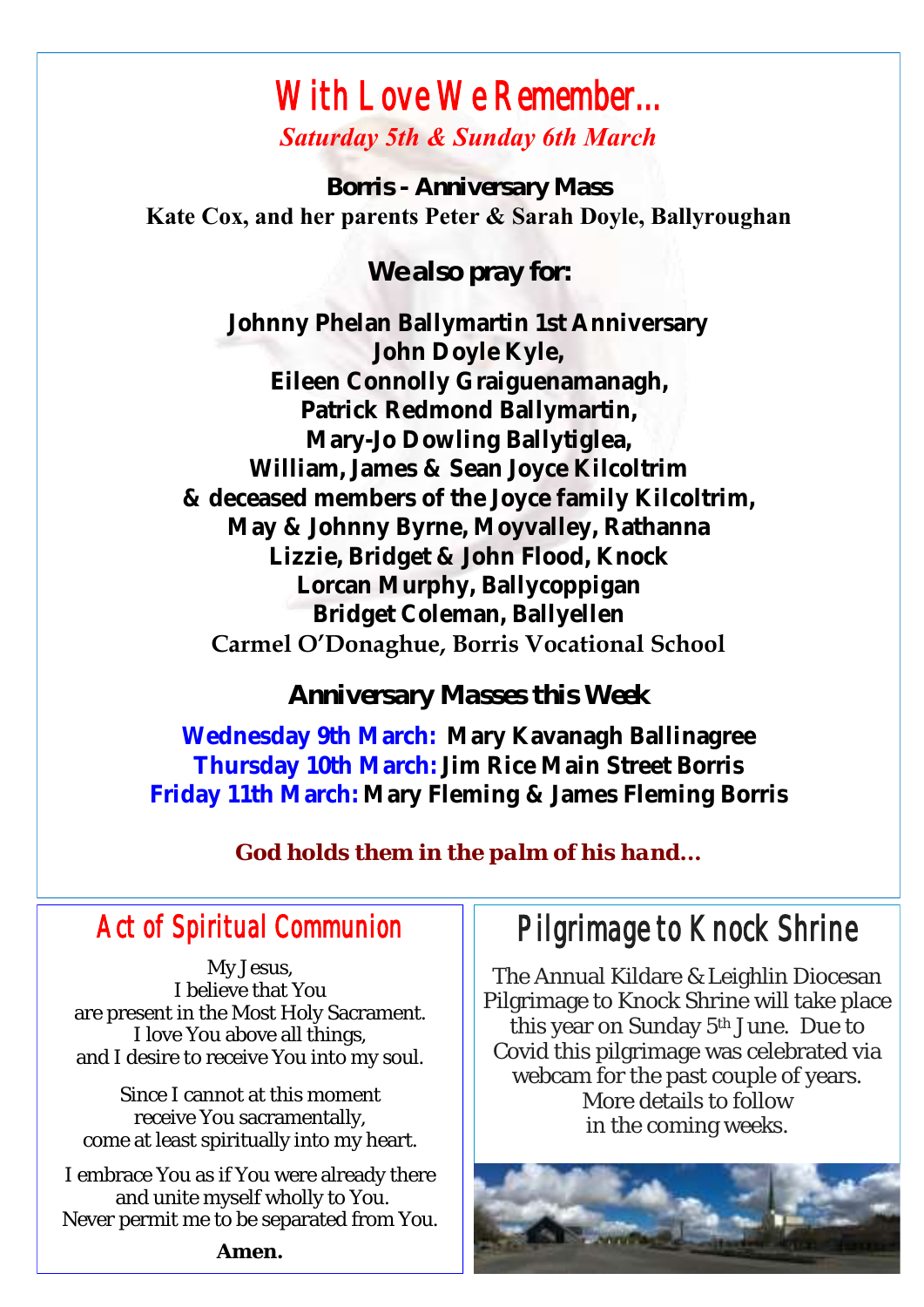# With Love We Remember...

*Saturday 5th & Sunday 6th March*

**Borris - Anniversary Mass**

**Kate Cox, and her parents Peter & Sarah Doyle, Ballyroughan**

## We also pray for:

**Johnny Phelan Ballymartin 1st Anniversary**
**John Doyle Kyle,**
**Eileen Connolly Graiguenamanagh,**
**Patrick Redmond Ballymartin,**
**Mary-Jo Dowling Ballytiglea,**
**William, James & Sean Joyce Kilcoltrim**
**& deceased members of the Joyce family Kilcoltrim,**
**May & Johnny Byrne, Moyvalley, Rathanna**
**Lizzie, Bridget & John Flood, Knock**
**Lorcan Murphy, Ballycoppigan**
**Bridget Coleman, Ballyellen**
**Carmel O'Donaghue, Borris Vocational School**

## Anniversary Masses this Week

**Wednesday 9th March: Mary Kavanagh Ballinagree**
**Thursday 10th March: Jim Rice Main Street Borris**
**Friday 11th March: Mary Fleming & James Fleming Borris**

***God holds them in the palm of his hand...***

## Act of Spiritual Communion

My Jesus,
I believe that You
are present in the Most Holy Sacrament.
I love You above all things,
and I desire to receive You into my soul.

Since I cannot at this moment
receive You sacramentally,
come at least spiritually into my heart.

I embrace You as if You were already there
and unite myself wholly to You.
Never permit me to be separated from You.

**Amen.**

## Pilgrimage to Knock Shrine

The Annual Kildare & Leighlin Diocesan Pilgrimage to Knock Shrine will take place this year on Sunday 5th June. Due to Covid this pilgrimage was celebrated via webcam for the past couple of years. More details to follow in the coming weeks.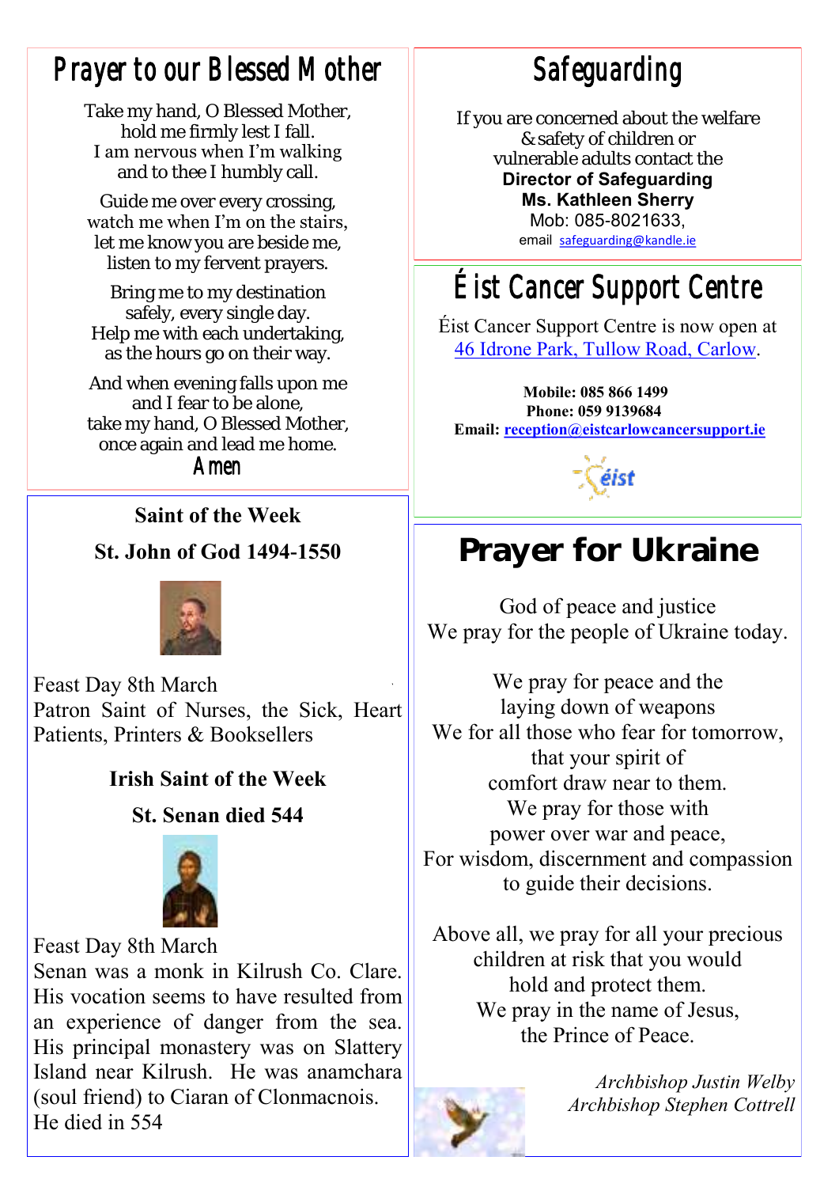# Prayer to our Blessed Mother

Take my hand, O Blessed Mother,
hold me firmly lest I fall.
I am nervous when I'm walking
and to thee I humbly call.

Guide me over every crossing,
watch me when I'm on the stairs,
let me know you are beside me,
listen to my fervent prayers.

Bring me to my destination
safely, every single day.
Help me with each undertaking,
as the hours go on their way.

And when evening falls upon me
and I fear to be alone,
take my hand, O Blessed Mother,
once again and lead me home.

**Amen**

## Saint of the Week

### St. John of God 1494-1550

Feast Day 8th March
Patron Saint of Nurses, the Sick, Heart Patients, Printers & Booksellers

## Irish Saint of the Week

### St. Senan died 544

Feast Day 8th March
Senan was a monk in Kilrush Co. Clare. His vocation seems to have resulted from an experience of danger from the sea. His principal monastery was on Slattery Island near Kilrush. He was anamchara (soul friend) to Ciaran of Clonmacnois. He died in 554

# Safeguarding

If you are concerned about the welfare & safety of children or vulnerable adults contact the
**Director of Safeguarding**
**Ms. Kathleen Sherry**
Mob: 085-8021633,
email safeguarding@kandle.ie

# Éist Cancer Support Centre

Éist Cancer Support Centre is now open at 46 Idrone Park, Tullow Road, Carlow.

**Mobile: 085 866 1499**
**Phone: 059 9139684**
**Email: reception@eistcarlowcancersupport.ie**

# Prayer for Ukraine

God of peace and justice
We pray for the people of Ukraine today.

We pray for peace and the
laying down of weapons
We for all those who fear for tomorrow,
that your spirit of
comfort draw near to them.
We pray for those with
power over war and peace,
For wisdom, discernment and compassion
to guide their decisions.

Above all, we pray for all your precious
children at risk that you would
hold and protect them.
We pray in the name of Jesus,
the Prince of Peace.

*Archbishop Justin Welby*
*Archbishop Stephen Cottrell*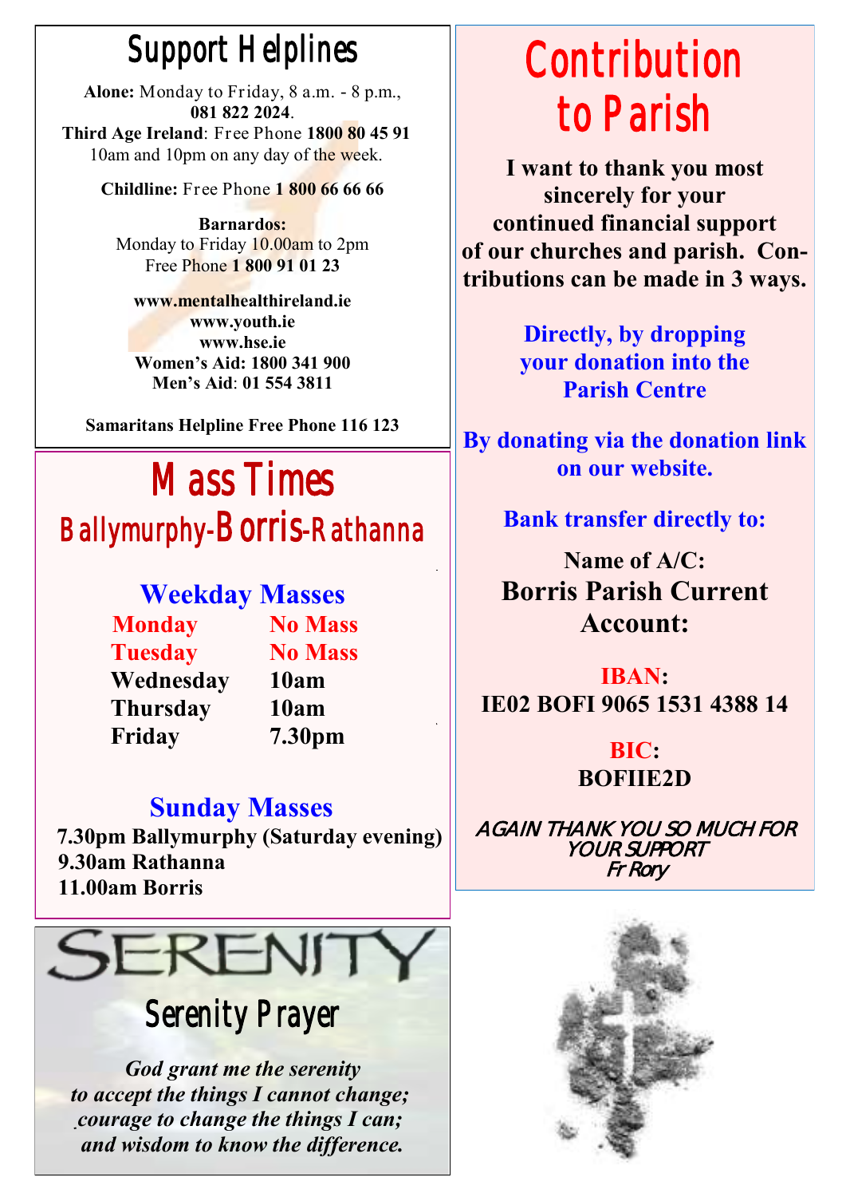## Support Helplines

**Alone:** Monday to Friday, 8 a.m. - 8 p.m., **081 822 2024**.
**Third Age Ireland**: Free Phone **1800 80 45 91** 10am and 10pm on any day of the week.

**Childline:** Free Phone **1 800 66 66 66**

**Barnardos:**
Monday to Friday 10.00am to 2pm
Free Phone **1 800 91 01 23**

**www.mentalhealthireland.ie**
**www.youth.ie**
**www.hse.ie**
**Women's Aid: 1800 341 900**
**Men's Aid**: **01 554 3811**

**Samaritans Helpline Free Phone 116 123**

## Mass Times
### Ballymurphy-Borris-Rathanna

### Weekday Masses

| | |
|---|---|
| **Monday** | **No Mass** |
| **Tuesday** | **No Mass** |
| **Wednesday** | **10am** |
| **Thursday** | **10am** |
| **Friday** | **7.30pm** |

### Sunday Masses

**7.30pm Ballymurphy (Saturday evening)**
**9.30am Rathanna**
**11.00am Borris**

## SERENITY
### Serenity Prayer

***God grant me the serenity***
***to accept the things I cannot change;***
***courage to change the things I can;***
***and wisdom to know the difference.***

## Contribution to Parish

**I want to thank you most sincerely for your continued financial support of our churches and parish. Contributions can be made in 3 ways.**

**Directly, by dropping your donation into the Parish Centre**

**By donating via the donation link on our website.**

**Bank transfer directly to:**

**Name of A/C:**
**Borris Parish Current Account:**

**IBAN:**
**IE02 BOFI 9065 1531 4388 14**

**BIC:**
**BOFIIE2D**

*AGAIN THANK YOU SO MUCH FOR YOUR SUPPORT*
*Fr Rory*